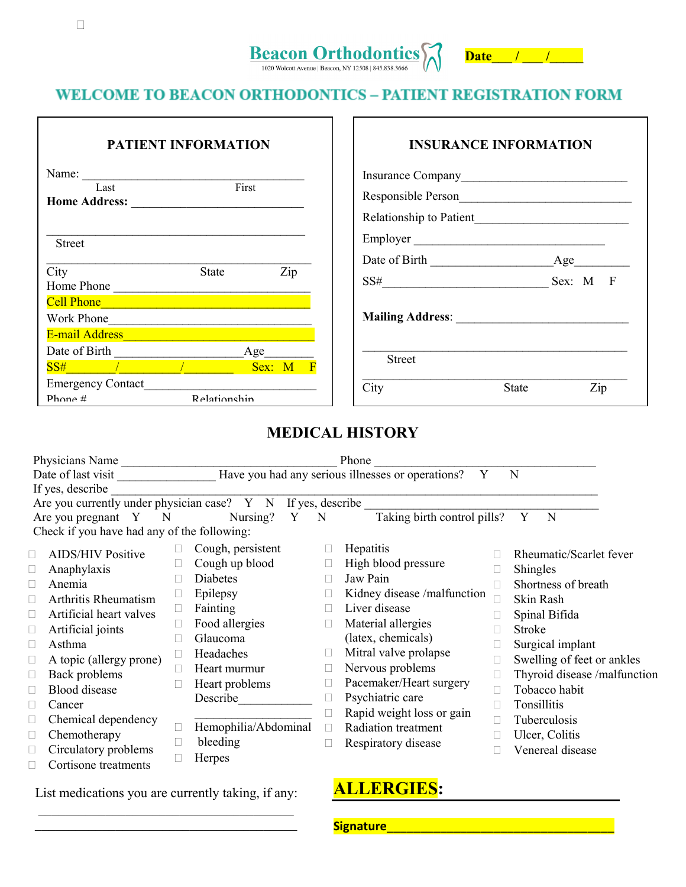☐

**Beacon Orthodontics**
1020 Wolcott Avenue | Beacon, NY 12508 | 845.838.3666

**Date___ / ___ /_____**

## WELCOME TO BEACON ORTHODONTICS – PATIENT REGISTRATION FORM

### PATIENT INFORMATION

Name: ____________________________________
Last First

**Home Address: ____________________________**

____________________________________
Street

____________________________________
City State Zip

Home Phone ______________________________

Cell Phone_______________________________

Work Phone______________________________

E-mail Address____________________________

Date of Birth ____________________Age________

SS#_______/_________/________ Sex: M F

Emergency Contact__________________________

Phone # Relationship

### INSURANCE INFORMATION

Insurance Company__________________________

Responsible Person__________________________

Relationship to Patient_______________________

Employer ______________________________

Date of Birth __________________Age_________

SS#_________________________ Sex: M F

**Mailing Address**: __________________________

____________________________________
Street

____________________________________
City State Zip

## MEDICAL HISTORY

Physicians Name __________________________________ Phone ___________________________________

Date of last visit _______________ Have you had any serious illnesses or operations? Y N

If yes, describe ______________________________________________________________________________

Are you currently under physician case? Y N If yes, describe ___________________________________

Are you pregnant Y N Nursing? Y N Taking birth control pills? Y N

Check if you have had any of the following:

- ☐ AIDS/HIV Positive
- ☐ Anaphylaxis
- ☐ Anemia
- ☐ Arthritis Rheumatism
- ☐ Artificial heart valves
- ☐ Artificial joints
- ☐ Asthma
- ☐ A topic (allergy prone)
- ☐ Back problems
- ☐ Blood disease
- ☐ Cancer
- ☐ Chemical dependency
- ☐ Chemotherapy
- ☐ Circulatory problems
- ☐ Cortisone treatments
- ☐ Cough, persistent
- ☐ Cough up blood
- ☐ Diabetes
- ☐ Epilepsy
- ☐ Fainting
- ☐ Food allergies
- ☐ Glaucoma
- ☐ Headaches
- ☐ Heart murmur
- ☐ Heart problems
  Describe____________
  ____________________
- ☐ Hemophilia/Abdominal
- ☐ bleeding
- ☐ Herpes
- ☐ Hepatitis
- ☐ High blood pressure
- ☐ Jaw Pain
- ☐ Kidney disease /malfunction
- ☐ Liver disease
- ☐ Material allergies (latex, chemicals)
- ☐ Mitral valve prolapse
- ☐ Nervous problems
- ☐ Pacemaker/Heart surgery
- ☐ Psychiatric care
- ☐ Rapid weight loss or gain
- ☐ Radiation treatment
- ☐ Respiratory disease
- ☐ Rheumatic/Scarlet fever
- ☐ Shingles
- ☐ Shortness of breath
- ☐ Skin Rash
- ☐ Spinal Bifida
- ☐ Stroke
- ☐ Surgical implant
- ☐ Swelling of feet or ankles
- ☐ Thyroid disease /malfunction
- ☐ Tobacco habit
- ☐ Tonsillitis
- ☐ Tuberculosis
- ☐ Ulcer, Colitis
- ☐ Venereal disease

List medications you are currently taking, if any:

________________________________________

________________________________________

**ALLERGIES:** ______________________________

**Signature**__________________________________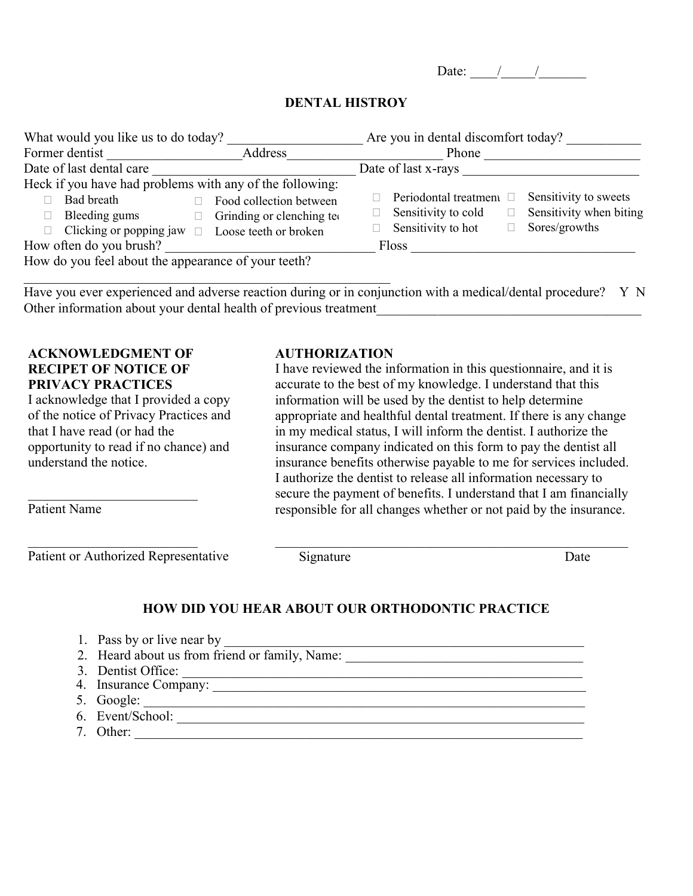Date: ____/_____/_______

## DENTAL HISTROY

What would you like us to do today? ____________________ Are you in dental discomfort today? ___________

Former dentist ____________________Address________________________ Phone ________________________

Date of last dental care _______________________________ Date of last x-rays ___________________________

Heck if you have had problems with any of the following:

- ☐ Bad breath
- ☐ Bleeding gums
- ☐ Clicking or popping jaw
- ☐ Food collection between
- ☐ Grinding or clenching te
- ☐ Loose teeth or broken
- ☐ Periodontal treatment
- ☐ Sensitivity to cold
- ☐ Sensitivity to hot
- ☐ Sensitivity to sweets
- ☐ Sensitivity when biting
- ☐ Sores/growths

How often do you brush? ________________________________ Floss __________________________________

How do you feel about the appearance of your teeth?

________________________________________________________

Have you ever experienced and adverse reaction during or in conjunction with a medical/dental procedure? Y N

Other information about your dental health of previous treatment________________________________________

**ACKNOWLEDGMENT OF RECIPET OF NOTICE OF PRIVACY PRACTICES**

I acknowledge that I provided a copy of the notice of Privacy Practices and that I have read (or had the opportunity to read if no chance) and understand the notice.

_________________________

Patient Name

_________________________

Patient or Authorized Representative

**AUTHORIZATION**

I have reviewed the information in this questionnaire, and it is accurate to the best of my knowledge. I understand that this information will be used by the dentist to help determine appropriate and healthful dental treatment. If there is any change in my medical status, I will inform the dentist. I authorize the insurance company indicated on this form to pay the dentist all insurance benefits otherwise payable to me for services included. I authorize the dentist to release all information necessary to secure the payment of benefits. I understand that I am financially responsible for all changes whether or not paid by the insurance.

_____________________________________________________

Signature Date

## HOW DID YOU HEAR ABOUT OUR ORTHODONTIC PRACTICE

1. Pass by or live near by ______________________________________________________
2. Heard about us from friend or family, Name: __________________________________
3. Dentist Office: __________________________________________________________
4. Insurance Company: ______________________________________________________
5. Google: _________________________________________________________________
6. Event/School: ____________________________________________________________
7. Other: __________________________________________________________________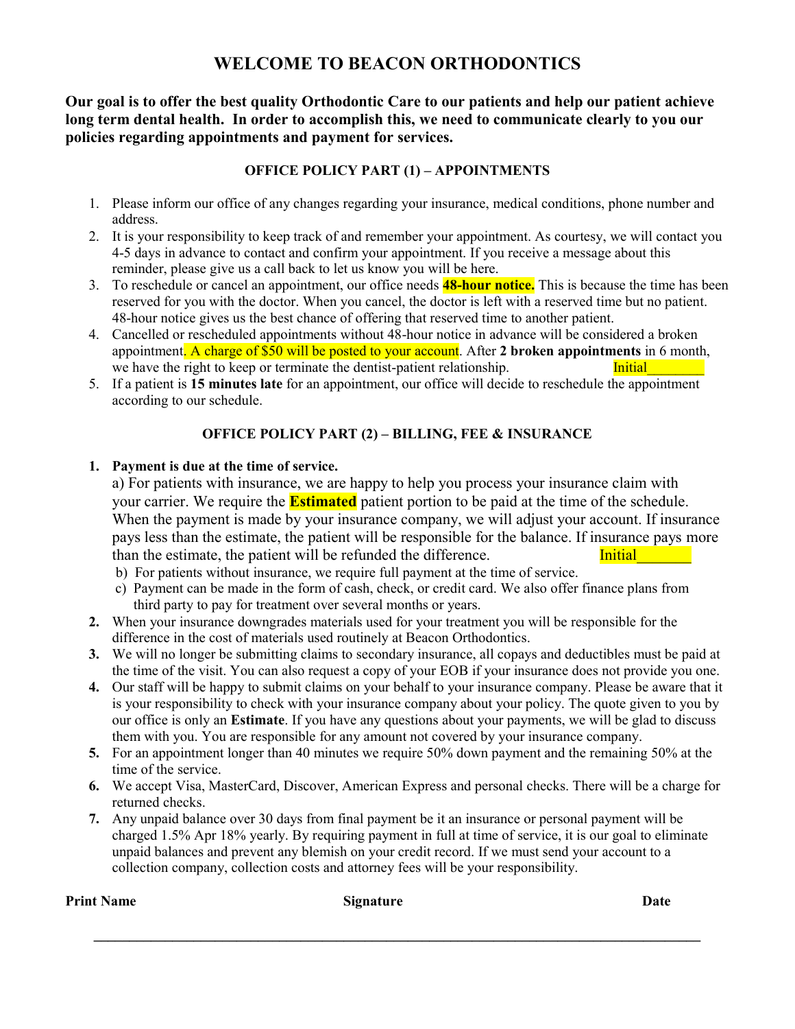# WELCOME TO BEACON ORTHODONTICS

**Our goal is to offer the best quality Orthodontic Care to our patients and help our patient achieve long term dental health. In order to accomplish this, we need to communicate clearly to you our policies regarding appointments and payment for services.**

### OFFICE POLICY PART (1) – APPOINTMENTS

1. Please inform our office of any changes regarding your insurance, medical conditions, phone number and address.
2. It is your responsibility to keep track of and remember your appointment. As courtesy, we will contact you 4-5 days in advance to contact and confirm your appointment. If you receive a message about this reminder, please give us a call back to let us know you will be here.
3. To reschedule or cancel an appointment, our office needs **48-hour notice.** This is because the time has been reserved for you with the doctor. When you cancel, the doctor is left with a reserved time but no patient. 48-hour notice gives us the best chance of offering that reserved time to another patient.
4. Cancelled or rescheduled appointments without 48-hour notice in advance will be considered a broken appointment. A charge of $50 will be posted to your account. After **2 broken appointments** in 6 month, we have the right to keep or terminate the dentist-patient relationship. Initial_______
5. If a patient is **15 minutes late** for an appointment, our office will decide to reschedule the appointment according to our schedule.

### OFFICE POLICY PART (2) – BILLING, FEE & INSURANCE

1. **Payment is due at the time of service.**
   a) For patients with insurance, we are happy to help you process your insurance claim with your carrier. We require the **Estimated** patient portion to be paid at the time of the schedule. When the payment is made by your insurance company, we will adjust your account. If insurance pays less than the estimate, the patient will be responsible for the balance. If insurance pays more than the estimate, the patient will be refunded the difference. Initial_______
   b) For patients without insurance, we require full payment at the time of service.
   c) Payment can be made in the form of cash, check, or credit card. We also offer finance plans from third party to pay for treatment over several months or years.
2. When your insurance downgrades materials used for your treatment you will be responsible for the difference in the cost of materials used routinely at Beacon Orthodontics.
3. We will no longer be submitting claims to secondary insurance, all copays and deductibles must be paid at the time of the visit. You can also request a copy of your EOB if your insurance does not provide you one.
4. Our staff will be happy to submit claims on your behalf to your insurance company. Please be aware that it is your responsibility to check with your insurance company about your policy. The quote given to you by our office is only an **Estimate**. If you have any questions about your payments, we will be glad to discuss them with you. You are responsible for any amount not covered by your insurance company.
5. For an appointment longer than 40 minutes we require 50% down payment and the remaining 50% at the time of the service.
6. We accept Visa, MasterCard, Discover, American Express and personal checks. There will be a charge for returned checks.
7. Any unpaid balance over 30 days from final payment be it an insurance or personal payment will be charged 1.5% Apr 18% yearly. By requiring payment in full at time of service, it is our goal to eliminate unpaid balances and prevent any blemish on your credit record. If we must send your account to a collection company, collection costs and attorney fees will be your responsibility.

**Print Name** **Signature** **Date**

_______________________________________________________________________________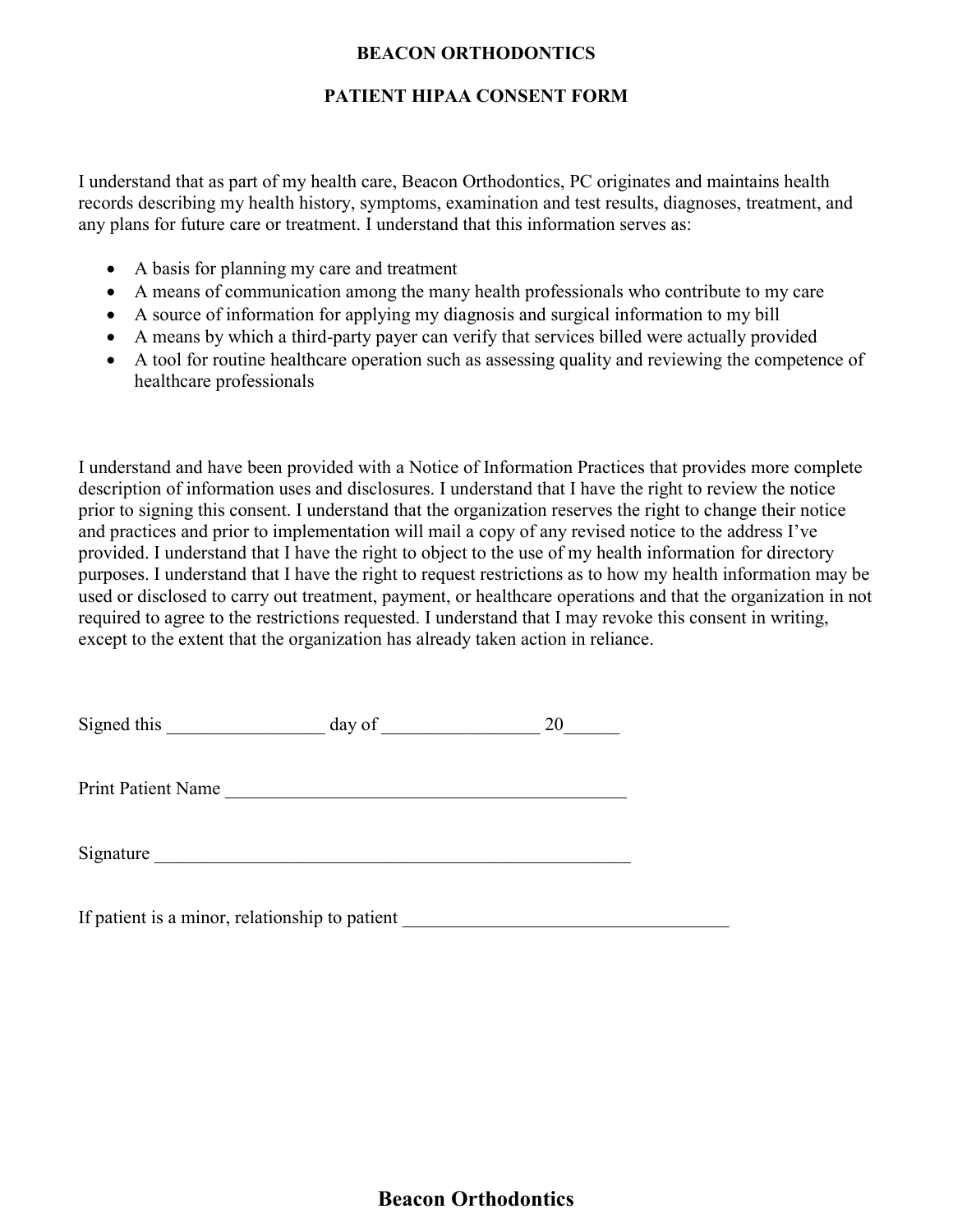# BEACON ORTHODONTICS

## PATIENT HIPAA CONSENT FORM

I understand that as part of my health care, Beacon Orthodontics, PC originates and maintains health records describing my health history, symptoms, examination and test results, diagnoses, treatment, and any plans for future care or treatment. I understand that this information serves as:

- A basis for planning my care and treatment
- A means of communication among the many health professionals who contribute to my care
- A source of information for applying my diagnosis and surgical information to my bill
- A means by which a third-party payer can verify that services billed were actually provided
- A tool for routine healthcare operation such as assessing quality and reviewing the competence of healthcare professionals

I understand and have been provided with a Notice of Information Practices that provides more complete description of information uses and disclosures. I understand that I have the right to review the notice prior to signing this consent. I understand that the organization reserves the right to change their notice and practices and prior to implementation will mail a copy of any revised notice to the address I've provided. I understand that I have the right to object to the use of my health information for directory purposes. I understand that I have the right to request restrictions as to how my health information may be used or disclosed to carry out treatment, payment, or healthcare operations and that the organization in not required to agree to the restrictions requested. I understand that I may revoke this consent in writing, except to the extent that the organization has already taken action in reliance.

Signed this _________________ day of _________________ 20______

Print Patient Name _____________________________________________

Signature _____________________________________________________

If patient is a minor, relationship to patient ____________________________________

**Beacon Orthodontics**